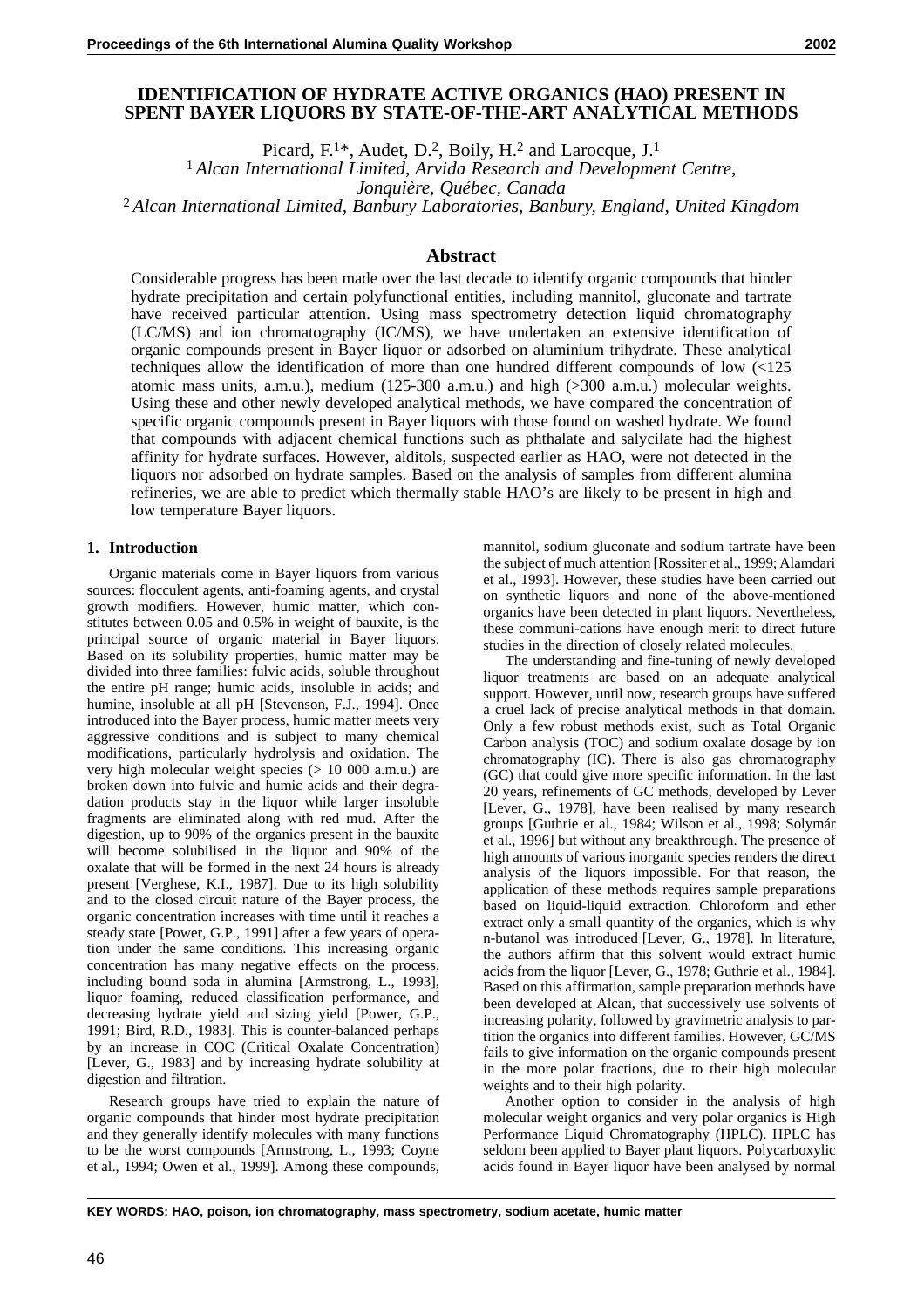# IDENTIFICATION OF HYDRATE ACTIVE ORGANICS (HAO) PRESENT IN SPENT BAYER LIQUORS BY STATE-OF-THE-ART ANALYTICAL METHODS

Picard, F.[1]*, Audet, D.[2], Boily, H.[2] and Larocque, J.[1]

[1] *Alcan International Limited, Arvida Research and Development Centre, Jonquière, Québec, Canada*

[2] *Alcan International Limited, Banbury Laboratories, Banbury, England, United Kingdom*

## Abstract

Considerable progress has been made over the last decade to identify organic compounds that hinder hydrate precipitation and certain polyfunctional entities, including mannitol, gluconate and tartrate have received particular attention. Using mass spectrometry detection liquid chromatography (LC/MS) and ion chromatography (IC/MS), we have undertaken an extensive identification of organic compounds present in Bayer liquor or adsorbed on aluminium trihydrate. These analytical techniques allow the identification of more than one hundred different compounds of low (<125 atomic mass units, a.m.u.), medium (125-300 a.m.u.) and high (>300 a.m.u.) molecular weights. Using these and other newly developed analytical methods, we have compared the concentration of specific organic compounds present in Bayer liquors with those found on washed hydrate. We found that compounds with adjacent chemical functions such as phthalate and salycilate had the highest affinity for hydrate surfaces. However, alditols, suspected earlier as HAO, were not detected in the liquors nor adsorbed on hydrate samples. Based on the analysis of samples from different alumina refineries, we are able to predict which thermally stable HAO's are likely to be present in high and low temperature Bayer liquors.

## 1. Introduction

Organic materials come in Bayer liquors from various sources: flocculent agents, anti-foaming agents, and crystal growth modifiers. However, humic matter, which constitutes between 0.05 and 0.5% in weight of bauxite, is the principal source of organic material in Bayer liquors. Based on its solubility properties, humic matter may be divided into three families: fulvic acids, soluble throughout the entire pH range; humic acids, insoluble in acids; and humine, insoluble at all pH [Stevenson, F.J., 1994]. Once introduced into the Bayer process, humic matter meets very aggressive conditions and is subject to many chemical modifications, particularly hydrolysis and oxidation. The very high molecular weight species (> 10 000 a.m.u.) are broken down into fulvic and humic acids and their degradation products stay in the liquor while larger insoluble fragments are eliminated along with red mud. After the digestion, up to 90% of the organics present in the bauxite will become solubilised in the liquor and 90% of the oxalate that will be formed in the next 24 hours is already present [Verghese, K.I., 1987]. Due to its high solubility and to the closed circuit nature of the Bayer process, the organic concentration increases with time until it reaches a steady state [Power, G.P., 1991] after a few years of operation under the same conditions. This increasing organic concentration has many negative effects on the process, including bound soda in alumina [Armstrong, L., 1993], liquor foaming, reduced classification performance, and decreasing hydrate yield and sizing yield [Power, G.P., 1991; Bird, R.D., 1983]. This is counter-balanced perhaps by an increase in COC (Critical Oxalate Concentration) [Lever, G., 1983] and by increasing hydrate solubility at digestion and filtration.

Research groups have tried to explain the nature of organic compounds that hinder most hydrate precipitation and they generally identify molecules with many functions to be the worst compounds [Armstrong, L., 1993; Coyne et al., 1994; Owen et al., 1999]. Among these compounds, mannitol, sodium gluconate and sodium tartrate have been the subject of much attention [Rossiter et al., 1999; Alamdari et al., 1993]. However, these studies have been carried out on synthetic liquors and none of the above-mentioned organics have been detected in plant liquors. Nevertheless, these communi-cations have enough merit to direct future studies in the direction of closely related molecules.

The understanding and fine-tuning of newly developed liquor treatments are based on an adequate analytical support. However, until now, research groups have suffered a cruel lack of precise analytical methods in that domain. Only a few robust methods exist, such as Total Organic Carbon analysis (TOC) and sodium oxalate dosage by ion chromatography (IC). There is also gas chromatography (GC) that could give more specific information. In the last 20 years, refinements of GC methods, developed by Lever [Lever, G., 1978], have been realised by many research groups [Guthrie et al., 1984; Wilson et al., 1998; Solymár et al., 1996] but without any breakthrough. The presence of high amounts of various inorganic species renders the direct analysis of the liquors impossible. For that reason, the application of these methods requires sample preparations based on liquid-liquid extraction. Chloroform and ether extract only a small quantity of the organics, which is why n-butanol was introduced [Lever, G., 1978]. In literature, the authors affirm that this solvent would extract humic acids from the liquor [Lever, G., 1978; Guthrie et al., 1984]. Based on this affirmation, sample preparation methods have been developed at Alcan, that successively use solvents of increasing polarity, followed by gravimetric analysis to partition the organics into different families. However, GC/MS fails to give information on the organic compounds present in the more polar fractions, due to their high molecular weights and to their high polarity.

Another option to consider in the analysis of high molecular weight organics and very polar organics is High Performance Liquid Chromatography (HPLC). HPLC has seldom been applied to Bayer plant liquors. Polycarboxylic acids found in Bayer liquor have been analysed by normal

**KEY WORDS: HAO, poison, ion chromatography, mass spectrometry, sodium acetate, humic matter**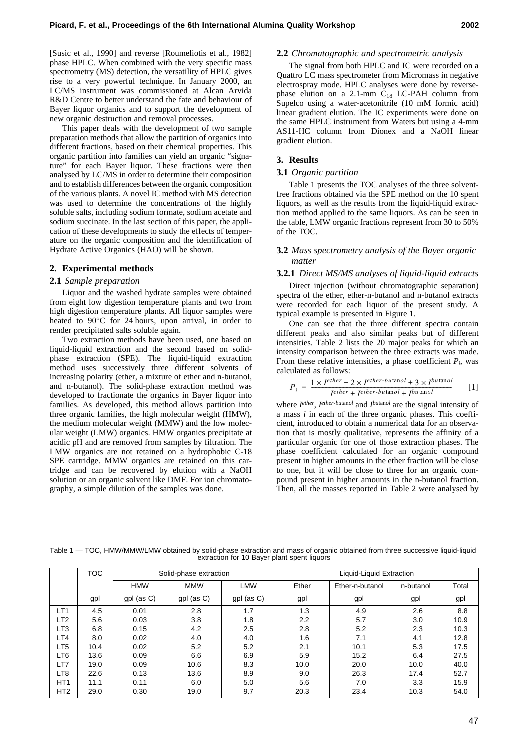[Susic et al., 1990] and reverse [Roumeliotis et al., 1982] phase HPLC. When combined with the very specific mass spectrometry (MS) detection, the versatility of HPLC gives rise to a very powerful technique. In January 2000, an LC/MS instrument was commissioned at Alcan Arvida R&D Centre to better understand the fate and behaviour of Bayer liquor organics and to support the development of new organic destruction and removal processes.

This paper deals with the development of two sample preparation methods that allow the partition of organics into different fractions, based on their chemical properties. This organic partition into families can yield an organic "signature" for each Bayer liquor. These fractions were then analysed by LC/MS in order to determine their composition and to establish differences between the organic composition of the various plants. A novel IC method with MS detection was used to determine the concentrations of the highly soluble salts, including sodium formate, sodium acetate and sodium succinate. In the last section of this paper, the application of these developments to study the effects of temperature on the organic composition and the identification of Hydrate Active Organics (HAO) will be shown.

## 2. Experimental methods

### 2.1 *Sample preparation*

Liquor and the washed hydrate samples were obtained from eight low digestion temperature plants and two from high digestion temperature plants. All liquor samples were heated to 90°C for 24 hours, upon arrival, in order to render precipitated salts soluble again.

Two extraction methods have been used, one based on liquid-liquid extraction and the second based on solid-phase extraction (SPE). The liquid-liquid extraction method uses successively three different solvents of increasing polarity (ether, a mixture of ether and n-butanol, and n-butanol). The solid-phase extraction method was developed to fractionate the organics in Bayer liquor into families. As developed, this method allows partition into three organic families, the high molecular weight (HMW), the medium molecular weight (MMW) and the low molecular weight (LMW) organics. HMW organics precipitate at acidic pH and are removed from samples by filtration. The LMW organics are not retained on a hydrophobic C-18 SPE cartridge. MMW organics are retained on this cartridge and can be recovered by elution with a NaOH solution or an organic solvent like DMF. For ion chromatography, a simple dilution of the samples was done.

### 2.2 *Chromatographic and spectrometric analysis*

The signal from both HPLC and IC were recorded on a Quattro LC mass spectrometer from Micromass in negative electrospray mode. HPLC analyses were done by reverse-phase elution on a 2.1-mm $C_{18}$ LC-PAH column from Supelco using a water-acetonitrile (10 mM formic acid) linear gradient elution. The IC experiments were done on the same HPLC instrument from Waters but using a 4-mm AS11-HC column from Dionex and a NaOH linear gradient elution.

## 3. Results

### 3.1 *Organic partition*

Table 1 presents the TOC analyses of the three solvent-free fractions obtained via the SPE method on the 10 spent liquors, as well as the results from the liquid-liquid extraction method applied to the same liquors. As can be seen in the table, LMW organic fractions represent from 30 to 50% of the TOC.

### 3.2 *Mass spectrometry analysis of the Bayer organic matter*

#### 3.2.1 *Direct MS/MS analyses of liquid-liquid extracts*

Direct injection (without chromatographic separation) spectra of the ether, ether-n-butanol and n-butanol extracts were recorded for each liquor of the present study. A typical example is presented in Figure 1.

One can see that the three different spectra contain different peaks and also similar peaks but of different intensities. Table 2 lists the 20 major peaks for which an intensity comparison between the three extracts was made. From these relative intensities, a phase coefficient $P_i$, was calculated as follows:

$$P_i = \frac{1 \times I^{ether} + 2 \times I^{ether\text{-}butanol} + 3 \times I^{butanol}}{I^{ether} + I^{ether\text{-}butanol} + I^{butanol}} \qquad [1]$$

where $I^{ether}$, $I^{ether\text{-}butanol}$ and $I^{butanol}$ are the signal intensity of a mass $i$ in each of the three organic phases. This coefficient, introduced to obtain a numerical data for an observation that is mostly qualitative, represents the affinity of a particular organic for one of those extraction phases. The phase coefficient calculated for an organic compound present in higher amounts in the ether fraction will be close to one, but it will be close to three for an organic compound present in higher amounts in the n-butanol fraction. Then, all the masses reported in Table 2 were analysed by

Table 1 — TOC, HMW/MMW/LMW obtained by solid-phase extraction and mass of organic obtained from three successive liquid-liquid extraction for 10 Bayer plant spent liquors

| | TOC | Solid-phase extraction | | | Liquid-Liquid Extraction | | | |
|---|---|---|---|---|---|---|---|---|
| | | HMW | MMW | LMW | Ether | Ether-n-butanol | n-butanol | Total |
| | gpl | gpl (as C) | gpl (as C) | gpl (as C) | gpl | gpl | gpl | gpl |
| LT1 | 4.5 | 0.01 | 2.8 | 1.7 | 1.3 | 4.9 | 2.6 | 8.8 |
| LT2 | 5.6 | 0.03 | 3.8 | 1.8 | 2.2 | 5.7 | 3.0 | 10.9 |
| LT3 | 6.8 | 0.15 | 4.2 | 2.5 | 2.8 | 5.2 | 2.3 | 10.3 |
| LT4 | 8.0 | 0.02 | 4.0 | 4.0 | 1.6 | 7.1 | 4.1 | 12.8 |
| LT5 | 10.4 | 0.02 | 5.2 | 5.2 | 2.1 | 10.1 | 5.3 | 17.5 |
| LT6 | 13.6 | 0.09 | 6.6 | 6.9 | 5.9 | 15.2 | 6.4 | 27.5 |
| LT7 | 19.0 | 0.09 | 10.6 | 8.3 | 10.0 | 20.0 | 10.0 | 40.0 |
| LT8 | 22.6 | 0.13 | 13.6 | 8.9 | 9.0 | 26.3 | 17.4 | 52.7 |
| HT1 | 11.1 | 0.11 | 6.0 | 5.0 | 5.6 | 7.0 | 3.3 | 15.9 |
| HT2 | 29.0 | 0.30 | 19.0 | 9.7 | 20.3 | 23.4 | 10.3 | 54.0 |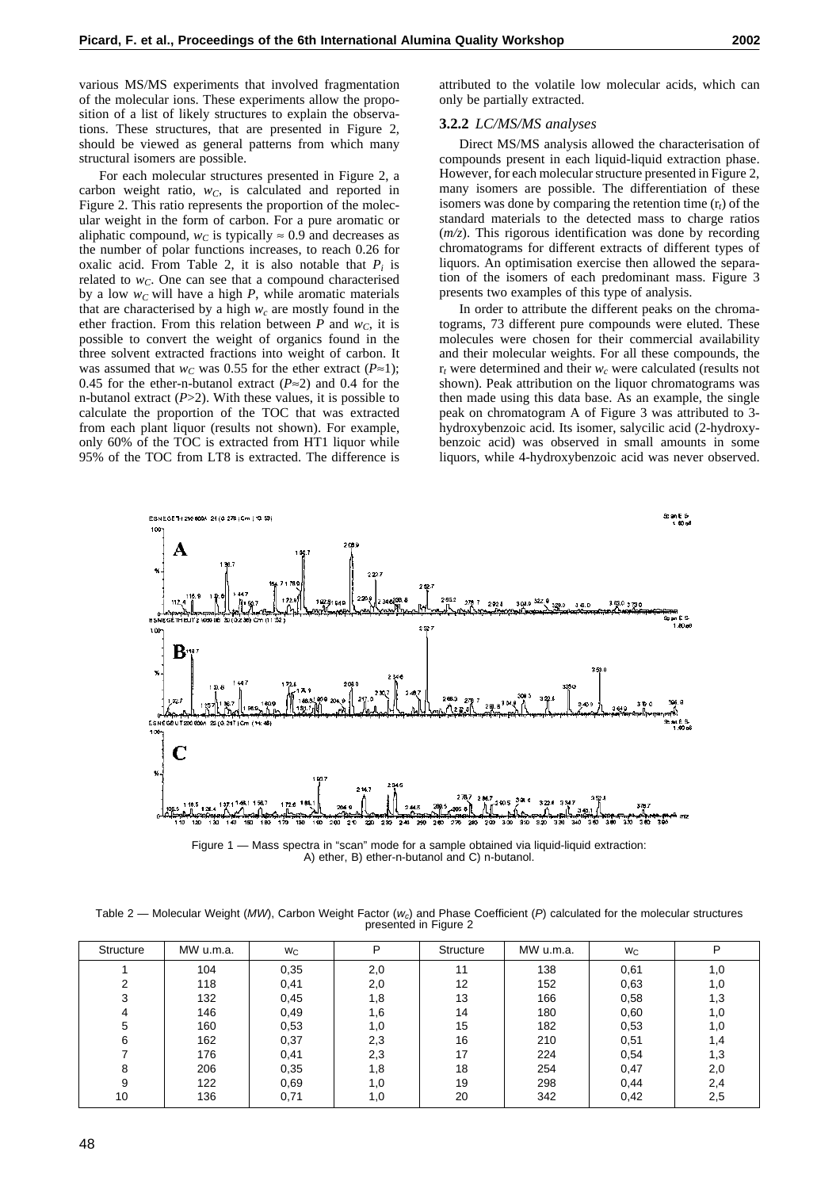various MS/MS experiments that involved fragmentation of the molecular ions. These experiments allow the proposition of a list of likely structures to explain the observations. These structures, that are presented in Figure 2, should be viewed as general patterns from which many structural isomers are possible.

For each molecular structures presented in Figure 2, a carbon weight ratio, $w_C$, is calculated and reported in Figure 2. This ratio represents the proportion of the molecular weight in the form of carbon. For a pure aromatic or aliphatic compound, $w_C$ is typically ≈ 0.9 and decreases as the number of polar functions increases, to reach 0.26 for oxalic acid. From Table 2, it is also notable that $P_i$ is related to $w_C$. One can see that a compound characterised by a low $w_C$ will have a high $P$, while aromatic materials that are characterised by a high $w_c$ are mostly found in the ether fraction. From this relation between $P$ and $w_C$, it is possible to convert the weight of organics found in the three solvent extracted fractions into weight of carbon. It was assumed that $w_C$ was 0.55 for the ether extract ($P$≈1); 0.45 for the ether-n-butanol extract ($P$≈2) and 0.4 for the n-butanol extract ($P$>2). With these values, it is possible to calculate the proportion of the TOC that was extracted from each plant liquor (results not shown). For example, only 60% of the TOC is extracted from HT1 liquor while 95% of the TOC from LT8 is extracted. The difference is attributed to the volatile low molecular acids, which can only be partially extracted.

### 3.2.2 *LC/MS/MS analyses*

Direct MS/MS analysis allowed the characterisation of compounds present in each liquid-liquid extraction phase. However, for each molecular structure presented in Figure 2, many isomers are possible. The differentiation of these isomers was done by comparing the retention time ($r_t$) of the standard materials to the detected mass to charge ratios ($m/z$). This rigorous identification was done by recording chromatograms for different extracts of different types of liquors. An optimisation exercise then allowed the separation of the isomers of each predominant mass. Figure 3 presents two examples of this type of analysis.

In order to attribute the different peaks on the chromatograms, 73 different pure compounds were eluted. These molecules were chosen for their commercial availability and their molecular weights. For all these compounds, the $r_t$ were determined and their $w_c$ were calculated (results not shown). Peak attribution on the liquor chromatograms was then made using this data base. As an example, the single peak on chromatogram A of Figure 3 was attributed to 3-hydroxybenzoic acid. Its isomer, salycilic acid (2-hydroxybenzoic acid) was observed in small amounts in some liquors, while 4-hydroxybenzoic acid was never observed.

Figure 1 — Mass spectra in "scan" mode for a sample obtained via liquid-liquid extraction: A) ether, B) ether-n-butanol and C) n-butanol.

Table 2 — Molecular Weight (*MW*), Carbon Weight Factor ($w_c$) and Phase Coefficient (*P*) calculated for the molecular structures presented in Figure 2

| Structure | MW u.m.a. | $w_C$ | P | Structure | MW u.m.a. | $w_C$ | P |
|---|---|---|---|---|---|---|---|
| 1 | 104 | 0,35 | 2,0 | 11 | 138 | 0,61 | 1,0 |
| 2 | 118 | 0,41 | 2,0 | 12 | 152 | 0,63 | 1,0 |
| 3 | 132 | 0,45 | 1,8 | 13 | 166 | 0,58 | 1,3 |
| 4 | 146 | 0,49 | 1,6 | 14 | 180 | 0,60 | 1,0 |
| 5 | 160 | 0,53 | 1,0 | 15 | 182 | 0,53 | 1,0 |
| 6 | 162 | 0,37 | 2,3 | 16 | 210 | 0,51 | 1,4 |
| 7 | 176 | 0,41 | 2,3 | 17 | 224 | 0,54 | 1,3 |
| 8 | 206 | 0,35 | 1,8 | 18 | 254 | 0,47 | 2,0 |
| 9 | 122 | 0,69 | 1,0 | 19 | 298 | 0,44 | 2,4 |
| 10 | 136 | 0,71 | 1,0 | 20 | 342 | 0,42 | 2,5 |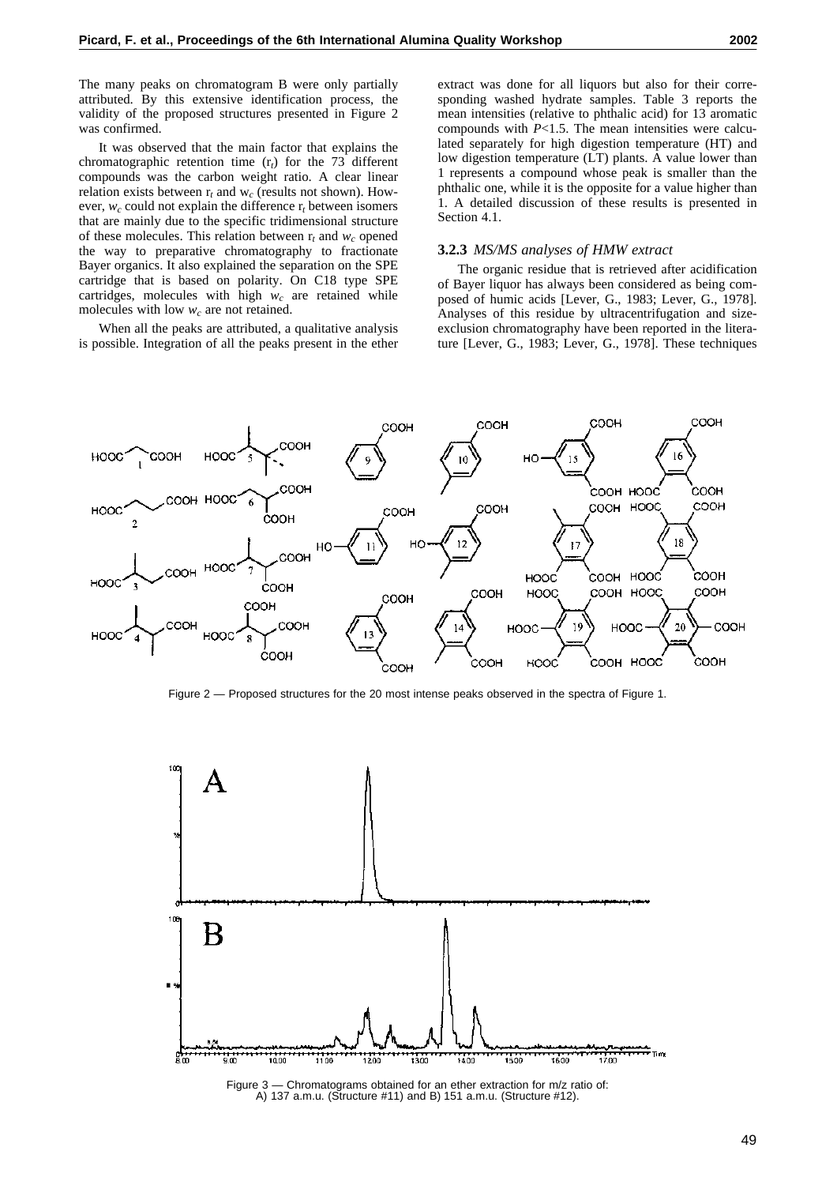The many peaks on chromatogram B were only partially attributed. By this extensive identification process, the validity of the proposed structures presented in Figure 2 was confirmed.

It was observed that the main factor that explains the chromatographic retention time ($r_t$) for the 73 different compounds was the carbon weight ratio. A clear linear relation exists between $r_t$ and $w_c$ (results not shown). However, $w_c$ could not explain the difference $r_t$ between isomers that are mainly due to the specific tridimensional structure of these molecules. This relation between $r_t$ and $w_c$ opened the way to preparative chromatography to fractionate Bayer organics. It also explained the separation on the SPE cartridge that is based on polarity. On C18 type SPE cartridges, molecules with high $w_c$ are retained while molecules with low $w_c$ are not retained.

When all the peaks are attributed, a qualitative analysis is possible. Integration of all the peaks present in the ether extract was done for all liquors but also for their corresponding washed hydrate samples. Table 3 reports the mean intensities (relative to phthalic acid) for 13 aromatic compounds with $P$<1.5. The mean intensities were calculated separately for high digestion temperature (HT) and low digestion temperature (LT) plants. A value lower than 1 represents a compound whose peak is smaller than the phthalic one, while it is the opposite for a value higher than 1. A detailed discussion of these results is presented in Section 4.1.

### 3.2.3 *MS/MS analyses of HMW extract*

The organic residue that is retrieved after acidification of Bayer liquor has always been considered as being composed of humic acids [Lever, G., 1983; Lever, G., 1978]. Analyses of this residue by ultracentrifugation and size-exclusion chromatography have been reported in the literature [Lever, G., 1983; Lever, G., 1978]. These techniques

Figure 2 — Proposed structures for the 20 most intense peaks observed in the spectra of Figure 1.

Figure 3 — Chromatograms obtained for an ether extraction for m/z ratio of: A) 137 a.m.u. (Structure #11) and B) 151 a.m.u. (Structure #12).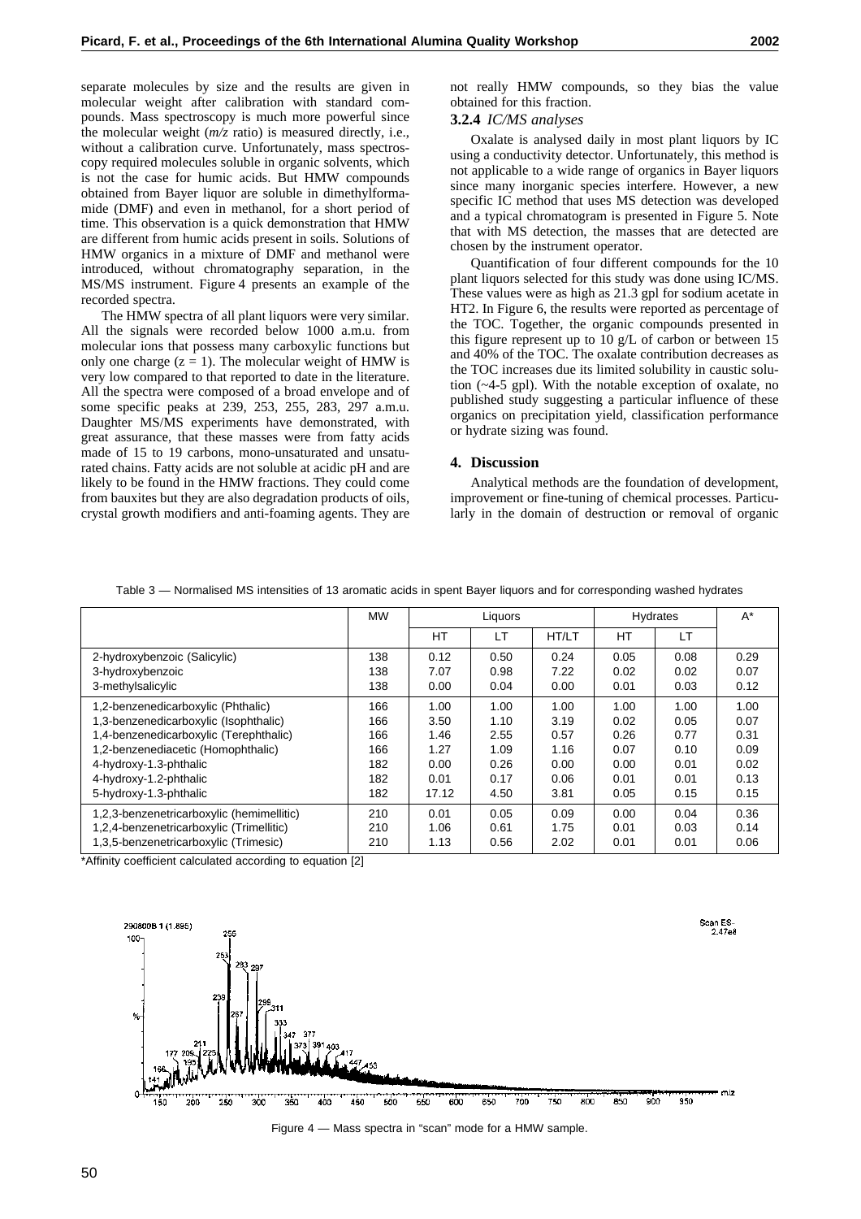separate molecules by size and the results are given in molecular weight after calibration with standard compounds. Mass spectroscopy is much more powerful since the molecular weight (*m/z* ratio) is measured directly, i.e., without a calibration curve. Unfortunately, mass spectroscopy required molecules soluble in organic solvents, which is not the case for humic acids. But HMW compounds obtained from Bayer liquor are soluble in dimethylformamide (DMF) and even in methanol, for a short period of time. This observation is a quick demonstration that HMW are different from humic acids present in soils. Solutions of HMW organics in a mixture of DMF and methanol were introduced, without chromatography separation, in the MS/MS instrument. Figure 4 presents an example of the recorded spectra.

The HMW spectra of all plant liquors were very similar. All the signals were recorded below 1000 a.m.u. from molecular ions that possess many carboxylic functions but only one charge ($z = 1$). The molecular weight of HMW is very low compared to that reported to date in the literature. All the spectra were composed of a broad envelope and of some specific peaks at 239, 253, 255, 283, 297 a.m.u. Daughter MS/MS experiments have demonstrated, with great assurance, that these masses were from fatty acids made of 15 to 19 carbons, mono-unsaturated and unsaturated chains. Fatty acids are not soluble at acidic pH and are likely to be found in the HMW fractions. They could come from bauxites but they are also degradation products of oils, crystal growth modifiers and anti-foaming agents. They are not really HMW compounds, so they bias the value obtained for this fraction.

### 3.2.4 *IC/MS analyses*

Oxalate is analysed daily in most plant liquors by IC using a conductivity detector. Unfortunately, this method is not applicable to a wide range of organics in Bayer liquors since many inorganic species interfere. However, a new specific IC method that uses MS detection was developed and a typical chromatogram is presented in Figure 5. Note that with MS detection, the masses that are detected are chosen by the instrument operator.

Quantification of four different compounds for the 10 plant liquors selected for this study was done using IC/MS. These values were as high as 21.3 gpl for sodium acetate in HT2. In Figure 6, the results were reported as percentage of the TOC. Together, the organic compounds presented in this figure represent up to 10 g/L of carbon or between 15 and 40% of the TOC. The oxalate contribution decreases as the TOC increases due its limited solubility in caustic solution (~4-5 gpl). With the notable exception of oxalate, no published study suggesting a particular influence of these organics on precipitation yield, classification performance or hydrate sizing was found.

## 4. Discussion

Analytical methods are the foundation of development, improvement or fine-tuning of chemical processes. Particularly in the domain of destruction or removal of organic

Table 3 — Normalised MS intensities of 13 aromatic acids in spent Bayer liquors and for corresponding washed hydrates

| | MW | Liquors | | | Hydrates | | A* |
|---|---|---|---|---|---|---|---|
| | | HT | LT | HT/LT | HT | LT | |
| 2-hydroxybenzoic (Salicylic) | 138 | 0.12 | 0.50 | 0.24 | 0.05 | 0.08 | 0.29 |
| 3-hydroxybenzoic | 138 | 7.07 | 0.98 | 7.22 | 0.02 | 0.02 | 0.07 |
| 3-methylsalicylic | 138 | 0.00 | 0.04 | 0.00 | 0.01 | 0.03 | 0.12 |
| 1,2-benzenedicarboxylic (Phthalic) | 166 | 1.00 | 1.00 | 1.00 | 1.00 | 1.00 | 1.00 |
| 1,3-benzenedicarboxylic (Isophthalic) | 166 | 3.50 | 1.10 | 3.19 | 0.02 | 0.05 | 0.07 |
| 1,4-benzenedicarboxylic (Terephthalic) | 166 | 1.46 | 2.55 | 0.57 | 0.26 | 0.77 | 0.31 |
| 1,2-benzenediacetic (Homophthalic) | 166 | 1.27 | 1.09 | 1.16 | 0.07 | 0.10 | 0.09 |
| 4-hydroxy-1.3-phthalic | 182 | 0.00 | 0.26 | 0.00 | 0.00 | 0.01 | 0.02 |
| 4-hydroxy-1.2-phthalic | 182 | 0.01 | 0.17 | 0.06 | 0.01 | 0.01 | 0.13 |
| 5-hydroxy-1.3-phthalic | 182 | 17.12 | 4.50 | 3.81 | 0.05 | 0.15 | 0.15 |
| 1,2,3-benzenetricarboxylic (hemimellitic) | 210 | 0.01 | 0.05 | 0.09 | 0.00 | 0.04 | 0.36 |
| 1,2,4-benzenetricarboxylic (Trimellitic) | 210 | 1.06 | 0.61 | 1.75 | 0.01 | 0.03 | 0.14 |
| 1,3,5-benzenetricarboxylic (Trimesic) | 210 | 1.13 | 0.56 | 2.02 | 0.01 | 0.01 | 0.06 |

*Affinity coefficient calculated according to equation [2]

Figure 4 — Mass spectra in "scan" mode for a HMW sample.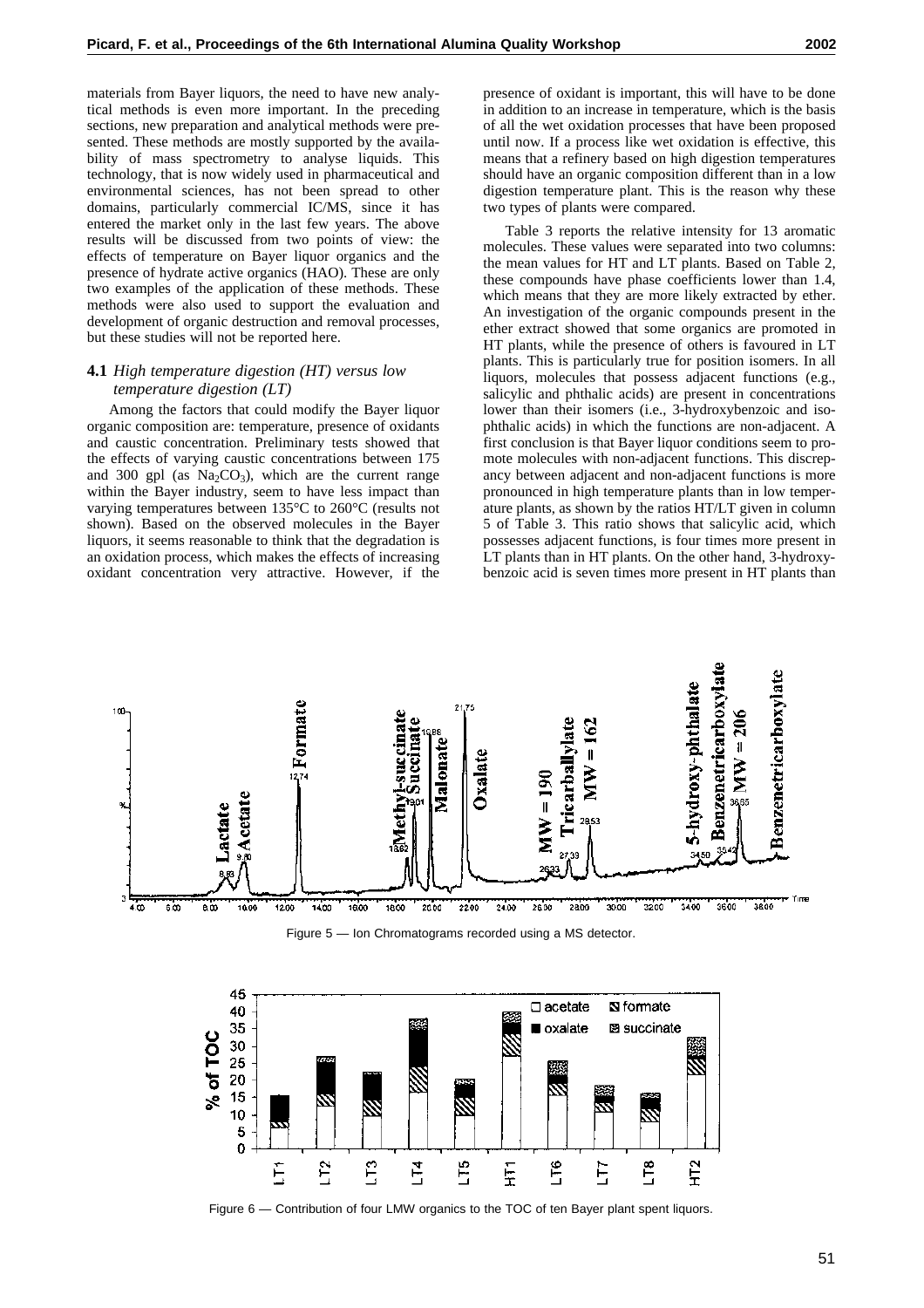materials from Bayer liquors, the need to have new analytical methods is even more important. In the preceding sections, new preparation and analytical methods were presented. These methods are mostly supported by the availability of mass spectrometry to analyse liquids. This technology, that is now widely used in pharmaceutical and environmental sciences, has not been spread to other domains, particularly commercial IC/MS, since it has entered the market only in the last few years. The above results will be discussed from two points of view: the effects of temperature on Bayer liquor organics and the presence of hydrate active organics (HAO). These are only two examples of the application of these methods. These methods were also used to support the evaluation and development of organic destruction and removal processes, but these studies will not be reported here.

### 4.1 *High temperature digestion (HT) versus low temperature digestion (LT)*

Among the factors that could modify the Bayer liquor organic composition are: temperature, presence of oxidants and caustic concentration. Preliminary tests showed that the effects of varying caustic concentrations between 175 and 300 gpl (as $Na_2CO_3$), which are the current range within the Bayer industry, seem to have less impact than varying temperatures between 135°C to 260°C (results not shown). Based on the observed molecules in the Bayer liquors, it seems reasonable to think that the degradation is an oxidation process, which makes the effects of increasing oxidant concentration very attractive. However, if the presence of oxidant is important, this will have to be done in addition to an increase in temperature, which is the basis of all the wet oxidation processes that have been proposed until now. If a process like wet oxidation is effective, this means that a refinery based on high digestion temperatures should have an organic composition different than in a low digestion temperature plant. This is the reason why these two types of plants were compared.

Table 3 reports the relative intensity for 13 aromatic molecules. These values were separated into two columns: the mean values for HT and LT plants. Based on Table 2, these compounds have phase coefficients lower than 1.4, which means that they are more likely extracted by ether. An investigation of the organic compounds present in the ether extract showed that some organics are promoted in HT plants, while the presence of others is favoured in LT plants. This is particularly true for position isomers. In all liquors, molecules that possess adjacent functions (e.g., salicylic and phthalic acids) are present in concentrations lower than their isomers (i.e., 3-hydroxybenzoic and isophthalic acids) in which the functions are non-adjacent. A first conclusion is that Bayer liquor conditions seem to promote molecules with non-adjacent functions. This discrepancy between adjacent and non-adjacent functions is more pronounced in high temperature plants than in low temperature plants, as shown by the ratios HT/LT given in column 5 of Table 3. This ratio shows that salicylic acid, which possesses adjacent functions, is four times more present in LT plants than in HT plants. On the other hand, 3-hydroxybenzoic acid is seven times more present in HT plants than

Figure 5 — Ion Chromatograms recorded using a MS detector.

Figure 6 — Contribution of four LMW organics to the TOC of ten Bayer plant spent liquors.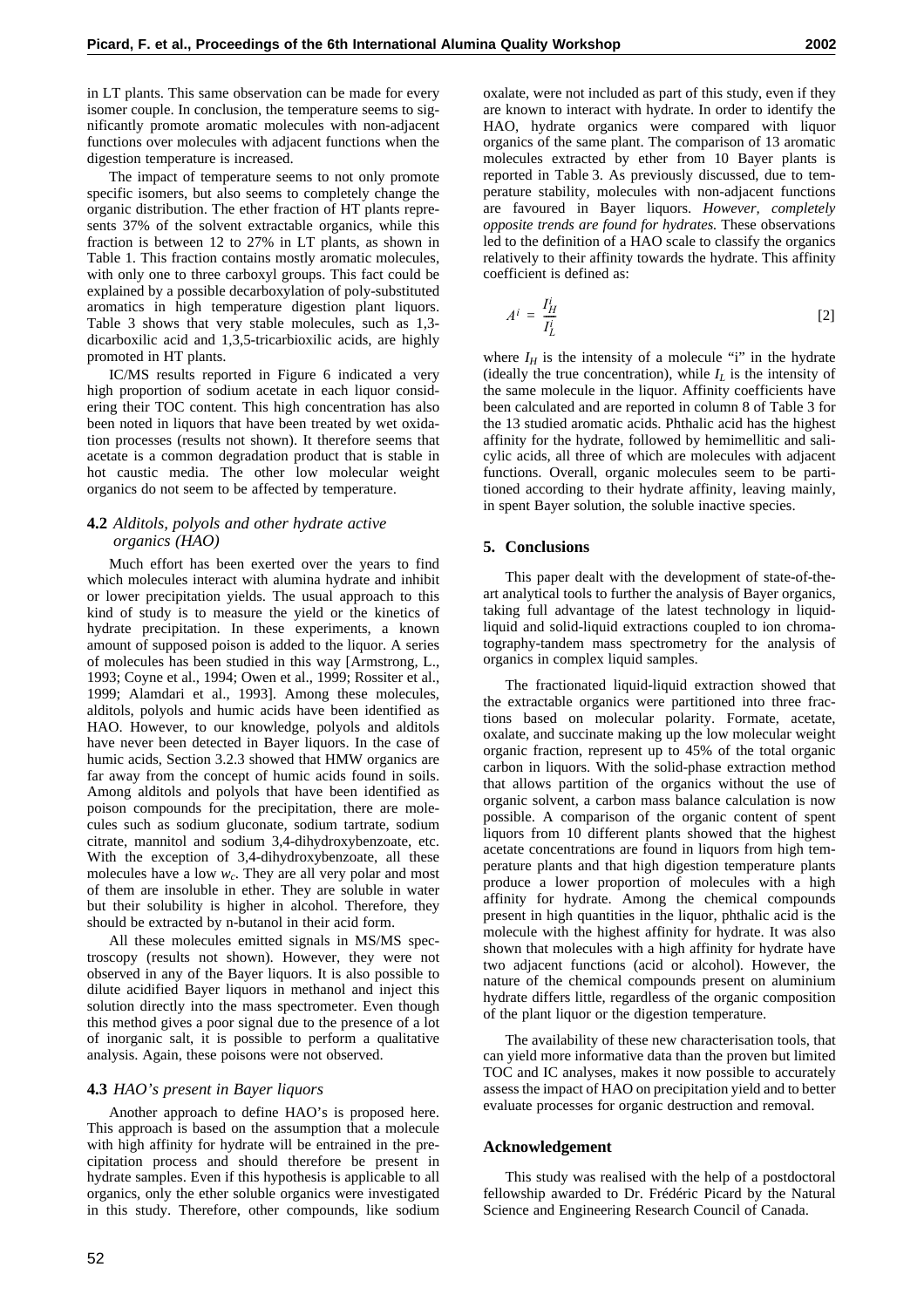in LT plants. This same observation can be made for every isomer couple. In conclusion, the temperature seems to significantly promote aromatic molecules with non-adjacent functions over molecules with adjacent functions when the digestion temperature is increased.

The impact of temperature seems to not only promote specific isomers, but also seems to completely change the organic distribution. The ether fraction of HT plants represents 37% of the solvent extractable organics, while this fraction is between 12 to 27% in LT plants, as shown in Table 1. This fraction contains mostly aromatic molecules, with only one to three carboxyl groups. This fact could be explained by a possible decarboxylation of poly-substituted aromatics in high temperature digestion plant liquors. Table 3 shows that very stable molecules, such as 1,3-dicarboxilic acid and 1,3,5-tricarbioxilic acids, are highly promoted in HT plants.

IC/MS results reported in Figure 6 indicated a very high proportion of sodium acetate in each liquor considering their TOC content. This high concentration has also been noted in liquors that have been treated by wet oxidation processes (results not shown). It therefore seems that acetate is a common degradation product that is stable in hot caustic media. The other low molecular weight organics do not seem to be affected by temperature.

### 4.2 *Alditols, polyols and other hydrate active organics (HAO)*

Much effort has been exerted over the years to find which molecules interact with alumina hydrate and inhibit or lower precipitation yields. The usual approach to this kind of study is to measure the yield or the kinetics of hydrate precipitation. In these experiments, a known amount of supposed poison is added to the liquor. A series of molecules has been studied in this way [Armstrong, L., 1993; Coyne et al., 1994; Owen et al., 1999; Rossiter et al., 1999; Alamdari et al., 1993]. Among these molecules, alditols, polyols and humic acids have been identified as HAO. However, to our knowledge, polyols and alditols have never been detected in Bayer liquors. In the case of humic acids, Section 3.2.3 showed that HMW organics are far away from the concept of humic acids found in soils. Among alditols and polyols that have been identified as poison compounds for the precipitation, there are molecules such as sodium gluconate, sodium tartrate, sodium citrate, mannitol and sodium 3,4-dihydroxybenzoate, etc. With the exception of 3,4-dihydroxybenzoate, all these molecules have a low $w_c$. They are all very polar and most of them are insoluble in ether. They are soluble in water but their solubility is higher in alcohol. Therefore, they should be extracted by n-butanol in their acid form.

All these molecules emitted signals in MS/MS spectroscopy (results not shown). However, they were not observed in any of the Bayer liquors. It is also possible to dilute acidified Bayer liquors in methanol and inject this solution directly into the mass spectrometer. Even though this method gives a poor signal due to the presence of a lot of inorganic salt, it is possible to perform a qualitative analysis. Again, these poisons were not observed.

### 4.3 *HAO's present in Bayer liquors*

Another approach to define HAO's is proposed here. This approach is based on the assumption that a molecule with high affinity for hydrate will be entrained in the precipitation process and should therefore be present in hydrate samples. Even if this hypothesis is applicable to all organics, only the ether soluble organics were investigated in this study. Therefore, other compounds, like sodium oxalate, were not included as part of this study, even if they are known to interact with hydrate. In order to identify the HAO, hydrate organics were compared with liquor organics of the same plant. The comparison of 13 aromatic molecules extracted by ether from 10 Bayer plants is reported in Table 3. As previously discussed, due to temperature stability, molecules with non-adjacent functions are favoured in Bayer liquors. *However, completely opposite trends are found for hydrates.* These observations led to the definition of a HAO scale to classify the organics relatively to their affinity towards the hydrate. This affinity coefficient is defined as:

$$A^i = \frac{I_H^i}{I_L^i} \qquad [2]$$

where $I_H$ is the intensity of a molecule "i" in the hydrate (ideally the true concentration), while $I_L$ is the intensity of the same molecule in the liquor. Affinity coefficients have been calculated and are reported in column 8 of Table 3 for the 13 studied aromatic acids. Phthalic acid has the highest affinity for the hydrate, followed by hemimellitic and salicylic acids, all three of which are molecules with adjacent functions. Overall, organic molecules seem to be partitioned according to their hydrate affinity, leaving mainly, in spent Bayer solution, the soluble inactive species.

## 5. Conclusions

This paper dealt with the development of state-of-the-art analytical tools to further the analysis of Bayer organics, taking full advantage of the latest technology in liquid-liquid and solid-liquid extractions coupled to ion chromatography-tandem mass spectrometry for the analysis of organics in complex liquid samples.

The fractionated liquid-liquid extraction showed that the extractable organics were partitioned into three fractions based on molecular polarity. Formate, acetate, oxalate, and succinate making up the low molecular weight organic fraction, represent up to 45% of the total organic carbon in liquors. With the solid-phase extraction method that allows partition of the organics without the use of organic solvent, a carbon mass balance calculation is now possible. A comparison of the organic content of spent liquors from 10 different plants showed that the highest acetate concentrations are found in liquors from high temperature plants and that high digestion temperature plants produce a lower proportion of molecules with a high affinity for hydrate. Among the chemical compounds present in high quantities in the liquor, phthalic acid is the molecule with the highest affinity for hydrate. It was also shown that molecules with a high affinity for hydrate have two adjacent functions (acid or alcohol). However, the nature of the chemical compounds present on aluminium hydrate differs little, regardless of the organic composition of the plant liquor or the digestion temperature.

The availability of these new characterisation tools, that can yield more informative data than the proven but limited TOC and IC analyses, makes it now possible to accurately assess the impact of HAO on precipitation yield and to better evaluate processes for organic destruction and removal.

## Acknowledgement

This study was realised with the help of a postdoctoral fellowship awarded to Dr. Frédéric Picard by the Natural Science and Engineering Research Council of Canada.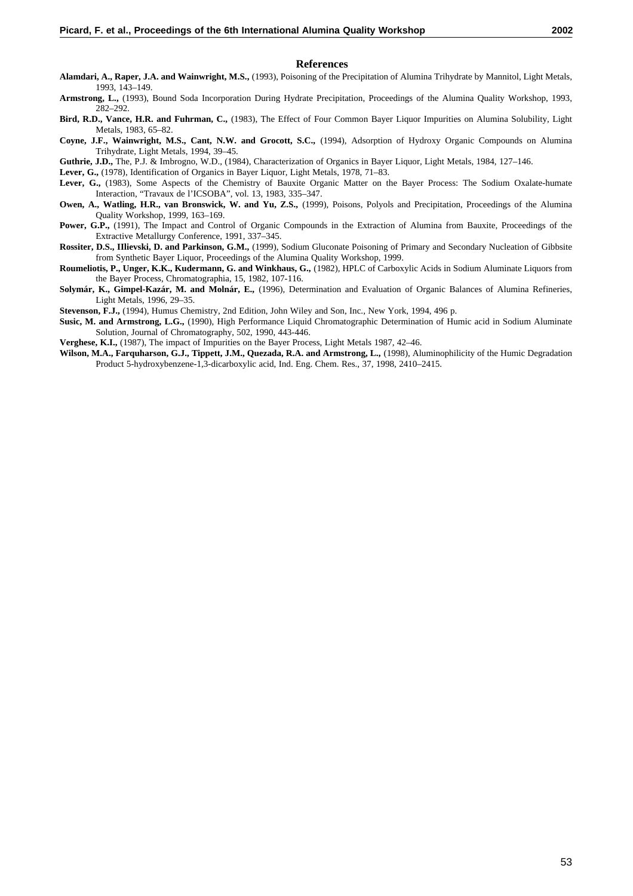## References

**Alamdari, A., Raper, J.A. and Wainwright, M.S.,** (1993), Poisoning of the Precipitation of Alumina Trihydrate by Mannitol, Light Metals, 1993, 143–149.

**Armstrong, L.,** (1993), Bound Soda Incorporation During Hydrate Precipitation, Proceedings of the Alumina Quality Workshop, 1993, 282–292.

**Bird, R.D., Vance, H.R. and Fuhrman, C.,** (1983), The Effect of Four Common Bayer Liquor Impurities on Alumina Solubility, Light Metals, 1983, 65–82.

**Coyne, J.F., Wainwright, M.S., Cant, N.W. and Grocott, S.C.,** (1994), Adsorption of Hydroxy Organic Compounds on Alumina Trihydrate, Light Metals, 1994, 39–45.

**Guthrie, J.D.,** The, P.J. & Imbrogno, W.D., (1984), Characterization of Organics in Bayer Liquor, Light Metals, 1984, 127–146.

**Lever, G.,** (1978), Identification of Organics in Bayer Liquor, Light Metals, 1978, 71–83.

**Lever, G.,** (1983), Some Aspects of the Chemistry of Bauxite Organic Matter on the Bayer Process: The Sodium Oxalate-humate Interaction, "Travaux de l'ICSOBA", vol. 13, 1983, 335–347.

**Owen, A., Watling, H.R., van Bronswick, W. and Yu, Z.S.,** (1999), Poisons, Polyols and Precipitation, Proceedings of the Alumina Quality Workshop, 1999, 163–169.

**Power, G.P.,** (1991), The Impact and Control of Organic Compounds in the Extraction of Alumina from Bauxite, Proceedings of the Extractive Metallurgy Conference, 1991, 337–345.

**Rossiter, D.S., Illievski, D. and Parkinson, G.M.,** (1999), Sodium Gluconate Poisoning of Primary and Secondary Nucleation of Gibbsite from Synthetic Bayer Liquor, Proceedings of the Alumina Quality Workshop, 1999.

**Roumeliotis, P., Unger, K.K., Kudermann, G. and Winkhaus, G.,** (1982), HPLC of Carboxylic Acids in Sodium Aluminate Liquors from the Bayer Process, Chromatographia, 15, 1982, 107-116.

**Solymár, K., Gimpel-Kazár, M. and Molnár, E.,** (1996), Determination and Evaluation of Organic Balances of Alumina Refineries, Light Metals, 1996, 29–35.

**Stevenson, F.J.,** (1994), Humus Chemistry, 2nd Edition, John Wiley and Son, Inc., New York, 1994, 496 p.

**Susic, M. and Armstrong, L.G.,** (1990), High Performance Liquid Chromatographic Determination of Humic acid in Sodium Aluminate Solution, Journal of Chromatography, 502, 1990, 443-446.

**Verghese, K.I.,** (1987), The impact of Impurities on the Bayer Process, Light Metals 1987, 42–46.

**Wilson, M.A., Farquharson, G.J., Tippett, J.M., Quezada, R.A. and Armstrong, L.,** (1998), Aluminophilicity of the Humic Degradation Product 5-hydroxybenzene-1,3-dicarboxylic acid, Ind. Eng. Chem. Res., 37, 1998, 2410–2415.